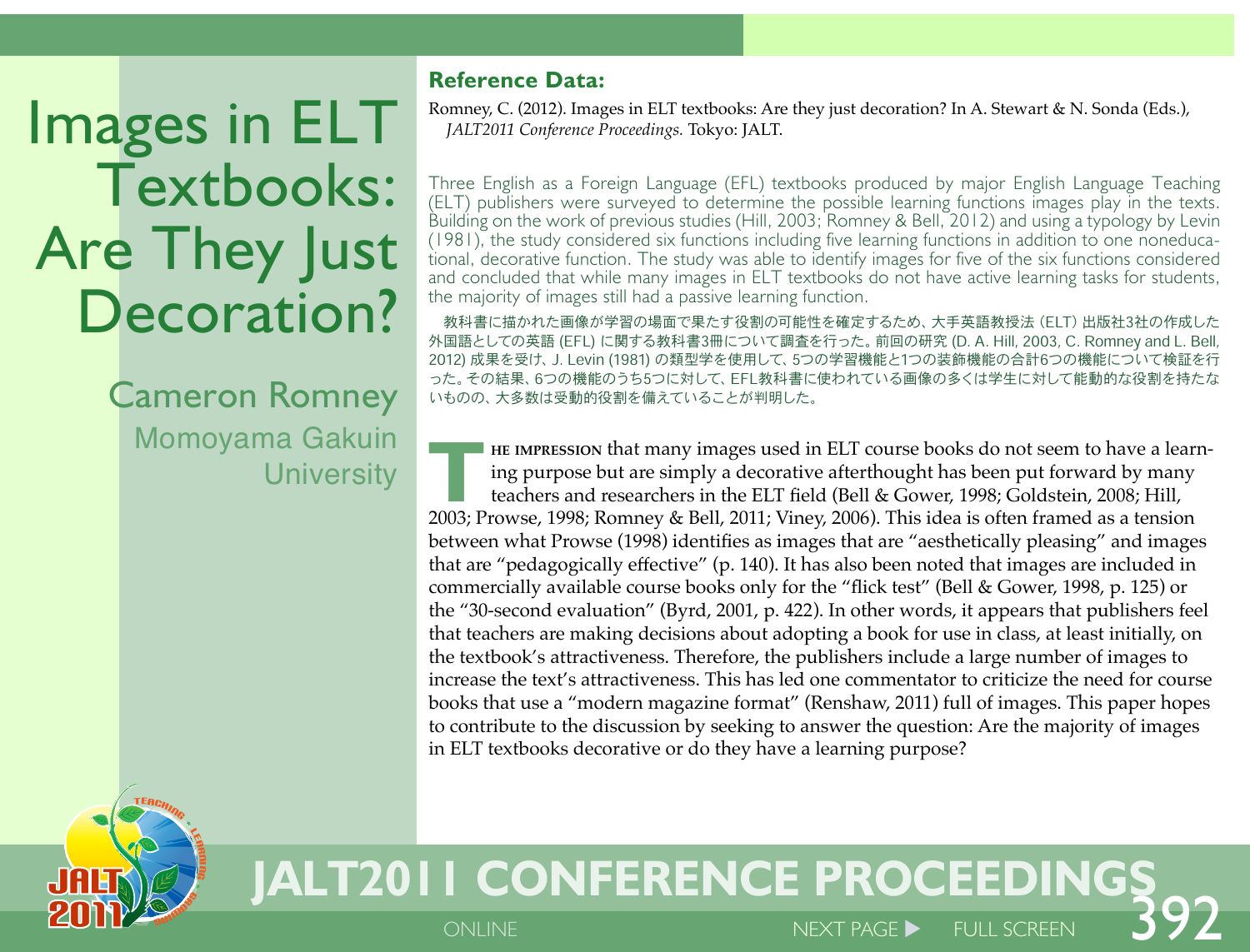# Images in ELT Textbooks: Are They Just Decoration?

**Cameron Romney**
Momoyama Gakuin University

**Reference Data:**

Romney, C. (2012). Images in ELT textbooks: Are they just decoration? In A. Stewart & N. Sonda (Eds.), *JALT2011 Conference Proceedings.* Tokyo: JALT.

Three English as a Foreign Language (EFL) textbooks produced by major English Language Teaching (ELT) publishers were surveyed to determine the possible learning functions images play in the texts. Building on the work of previous studies (Hill, 2003; Romney & Bell, 2012) and using a typology by Levin (1981), the study considered six functions including five learning functions in addition to one noneducational, decorative function. The study was able to identify images for five of the six functions considered and concluded that while many images in ELT textbooks do not have active learning tasks for students, the majority of images still had a passive learning function.

教科書に描かれた画像が学習の場面で果たす役割の可能性を確定するため、大手英語教授法（ELT）出版社3社の作成した外国語としての英語 (EFL) に関する教科書3冊について調査を行った。前回の研究 (D. A. Hill, 2003, C. Romney and L. Bell, 2012) 成果を受け、J. Levin (1981) の類型学を使用して、5つの学習機能と1つの装飾機能の合計6つの機能について検証を行った。その結果、6つの機能のうち5つに対して、EFL教科書に使われている画像の多くは学生に対して能動的な役割を持たないものの、大多数は受動的役割を備えていることが判明した。

The impression that many images used in ELT course books do not seem to have a learning purpose but are simply a decorative afterthought has been put forward by many teachers and researchers in the ELT field (Bell & Gower, 1998; Goldstein, 2008; Hill, 2003; Prowse, 1998; Romney & Bell, 2011; Viney, 2006). This idea is often framed as a tension between what Prowse (1998) identifies as images that are “aesthetically pleasing” and images that are “pedagogically effective” (p. 140). It has also been noted that images are included in commercially available course books only for the “flick test” (Bell & Gower, 1998, p. 125) or the “30-second evaluation” (Byrd, 2001, p. 422). In other words, it appears that publishers feel that teachers are making decisions about adopting a book for use in class, at least initially, on the textbook’s attractiveness. Therefore, the publishers include a large number of images to increase the text’s attractiveness. This has led one commentator to criticize the need for course books that use a “modern magazine format” (Renshaw, 2011) full of images. This paper hopes to contribute to the discussion by seeking to answer the question: Are the majority of images in ELT textbooks decorative or do they have a learning purpose?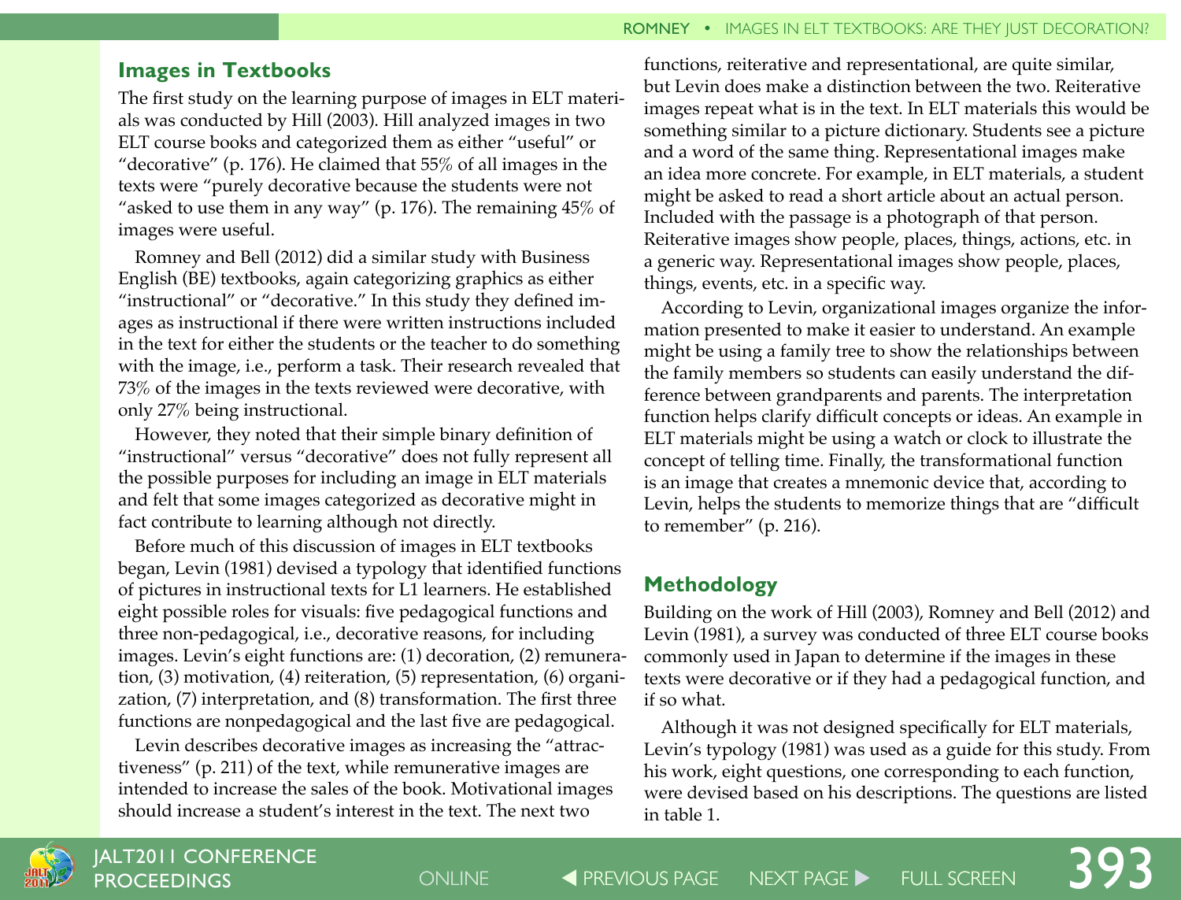## Images in Textbooks

The first study on the learning purpose of images in ELT materials was conducted by Hill (2003). Hill analyzed images in two ELT course books and categorized them as either "useful" or "decorative" (p. 176). He claimed that 55% of all images in the texts were "purely decorative because the students were not "asked to use them in any way" (p. 176). The remaining 45% of images were useful.

Romney and Bell (2012) did a similar study with Business English (BE) textbooks, again categorizing graphics as either "instructional" or "decorative." In this study they defined images as instructional if there were written instructions included in the text for either the students or the teacher to do something with the image, i.e., perform a task. Their research revealed that 73% of the images in the texts reviewed were decorative, with only 27% being instructional.

However, they noted that their simple binary definition of "instructional" versus "decorative" does not fully represent all the possible purposes for including an image in ELT materials and felt that some images categorized as decorative might in fact contribute to learning although not directly.

Before much of this discussion of images in ELT textbooks began, Levin (1981) devised a typology that identified functions of pictures in instructional texts for L1 learners. He established eight possible roles for visuals: five pedagogical functions and three non-pedagogical, i.e., decorative reasons, for including images. Levin's eight functions are: (1) decoration, (2) remuneration, (3) motivation, (4) reiteration, (5) representation, (6) organization, (7) interpretation, and (8) transformation. The first three functions are nonpedagogical and the last five are pedagogical.

Levin describes decorative images as increasing the "attractiveness" (p. 211) of the text, while remunerative images are intended to increase the sales of the book. Motivational images should increase a student's interest in the text. The next two functions, reiterative and representational, are quite similar, but Levin does make a distinction between the two. Reiterative images repeat what is in the text. In ELT materials this would be something similar to a picture dictionary. Students see a picture and a word of the same thing. Representational images make an idea more concrete. For example, in ELT materials, a student might be asked to read a short article about an actual person. Included with the passage is a photograph of that person. Reiterative images show people, places, things, actions, etc. in a generic way. Representational images show people, places, things, events, etc. in a specific way.

According to Levin, organizational images organize the information presented to make it easier to understand. An example might be using a family tree to show the relationships between the family members so students can easily understand the difference between grandparents and parents. The interpretation function helps clarify difficult concepts or ideas. An example in ELT materials might be using a watch or clock to illustrate the concept of telling time. Finally, the transformational function is an image that creates a mnemonic device that, according to Levin, helps the students to memorize things that are "difficult to remember" (p. 216).

## Methodology

Building on the work of Hill (2003), Romney and Bell (2012) and Levin (1981), a survey was conducted of three ELT course books commonly used in Japan to determine if the images in these texts were decorative or if they had a pedagogical function, and if so what.

Although it was not designed specifically for ELT materials, Levin's typology (1981) was used as a guide for this study. From his work, eight questions, one corresponding to each function, were devised based on his descriptions. The questions are listed in table 1.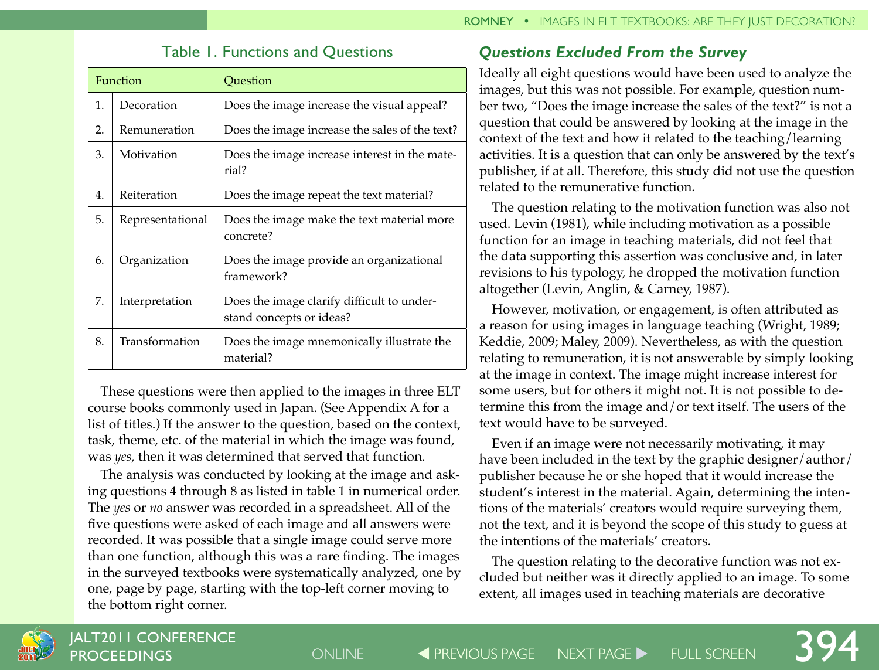Table 1. Functions and Questions

| Function | | Question |
|---|---|---|
| 1. | Decoration | Does the image increase the visual appeal? |
| 2. | Remuneration | Does the image increase the sales of the text? |
| 3. | Motivation | Does the image increase interest in the material? |
| 4. | Reiteration | Does the image repeat the text material? |
| 5. | Representational | Does the image make the text material more concrete? |
| 6. | Organization | Does the image provide an organizational framework? |
| 7. | Interpretation | Does the image clarify difficult to understand concepts or ideas? |
| 8. | Transformation | Does the image mnemonically illustrate the material? |

These questions were then applied to the images in three ELT course books commonly used in Japan. (See Appendix A for a list of titles.) If the answer to the question, based on the context, task, theme, etc. of the material in which the image was found, was *yes*, then it was determined that served that function.

The analysis was conducted by looking at the image and asking questions 4 through 8 as listed in table 1 in numerical order. The *yes* or *no* answer was recorded in a spreadsheet. All of the five questions were asked of each image and all answers were recorded. It was possible that a single image could serve more than one function, although this was a rare finding. The images in the surveyed textbooks were systematically analyzed, one by one, page by page, starting with the top-left corner moving to the bottom right corner.

### *Questions Excluded From the Survey*

Ideally all eight questions would have been used to analyze the images, but this was not possible. For example, question number two, "Does the image increase the sales of the text?" is not a question that could be answered by looking at the image in the context of the text and how it related to the teaching/learning activities. It is a question that can only be answered by the text's publisher, if at all. Therefore, this study did not use the question related to the remunerative function.

The question relating to the motivation function was also not used. Levin (1981), while including motivation as a possible function for an image in teaching materials, did not feel that the data supporting this assertion was conclusive and, in later revisions to his typology, he dropped the motivation function altogether (Levin, Anglin, & Carney, 1987).

However, motivation, or engagement, is often attributed as a reason for using images in language teaching (Wright, 1989; Keddie, 2009; Maley, 2009). Nevertheless, as with the question relating to remuneration, it is not answerable by simply looking at the image in context. The image might increase interest for some users, but for others it might not. It is not possible to determine this from the image and/or text itself. The users of the text would have to be surveyed.

Even if an image were not necessarily motivating, it may have been included in the text by the graphic designer/author/publisher because he or she hoped that it would increase the student's interest in the material. Again, determining the intentions of the materials' creators would require surveying them, not the text, and it is beyond the scope of this study to guess at the intentions of the materials' creators.

The question relating to the decorative function was not excluded but neither was it directly applied to an image. To some extent, all images used in teaching materials are decorative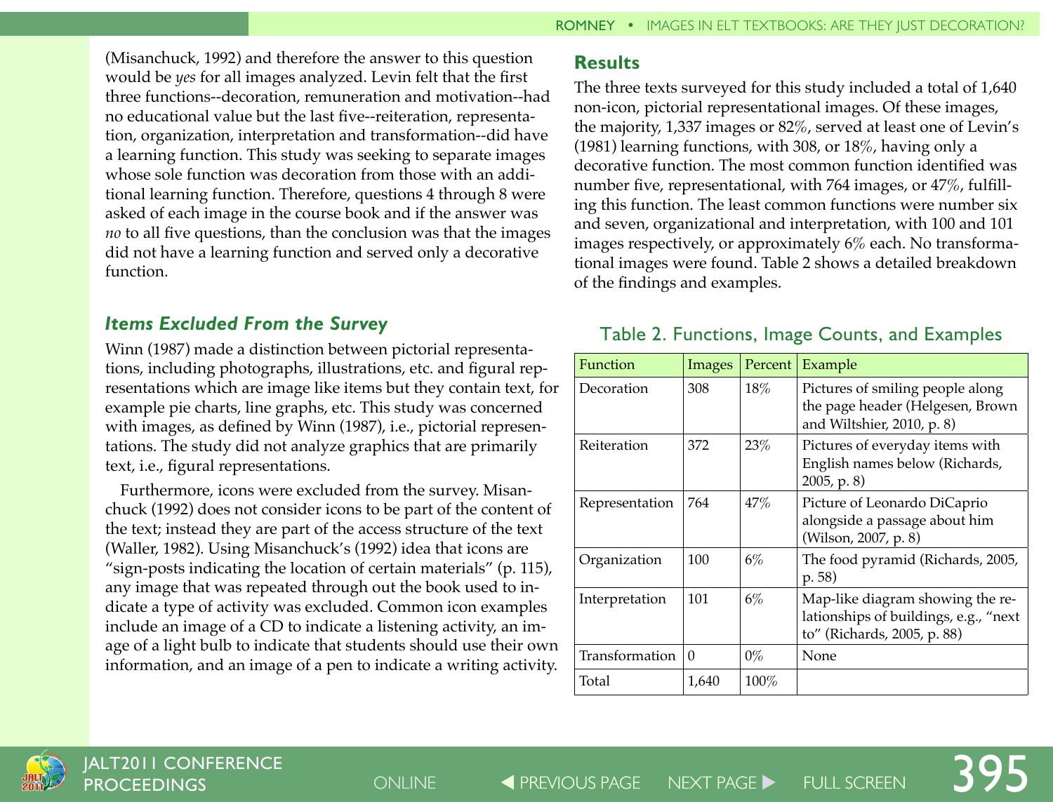(Misanchuck, 1992) and therefore the answer to this question would be *yes* for all images analyzed. Levin felt that the first three functions--decoration, remuneration and motivation--had no educational value but the last five--reiteration, representation, organization, interpretation and transformation--did have a learning function. This study was seeking to separate images whose sole function was decoration from those with an additional learning function. Therefore, questions 4 through 8 were asked of each image in the course book and if the answer was *no* to all five questions, than the conclusion was that the images did not have a learning function and served only a decorative function.

### *Items Excluded From the Survey*

Winn (1987) made a distinction between pictorial representations, including photographs, illustrations, etc. and figural representations which are image like items but they contain text, for example pie charts, line graphs, etc. This study was concerned with images, as defined by Winn (1987), i.e., pictorial representations. The study did not analyze graphics that are primarily text, i.e., figural representations.

Furthermore, icons were excluded from the survey. Misanchuck (1992) does not consider icons to be part of the content of the text; instead they are part of the access structure of the text (Waller, 1982). Using Misanchuck's (1992) idea that icons are "sign-posts indicating the location of certain materials" (p. 115), any image that was repeated through out the book used to indicate a type of activity was excluded. Common icon examples include an image of a CD to indicate a listening activity, an image of a light bulb to indicate that students should use their own information, and an image of a pen to indicate a writing activity.

## Results

The three texts surveyed for this study included a total of 1,640 non-icon, pictorial representational images. Of these images, the majority, 1,337 images or 82%, served at least one of Levin's (1981) learning functions, with 308, or 18%, having only a decorative function. The most common function identified was number five, representational, with 764 images, or 47%, fulfilling this function. The least common functions were number six and seven, organizational and interpretation, with 100 and 101 images respectively, or approximately 6% each. No transformational images were found. Table 2 shows a detailed breakdown of the findings and examples.

Table 2. Functions, Image Counts, and Examples

| Function | Images | Percent | Example |
|---|---|---|---|
| Decoration | 308 | 18% | Pictures of smiling people along the page header (Helgesen, Brown and Wiltshier, 2010, p. 8) |
| Reiteration | 372 | 23% | Pictures of everyday items with English names below (Richards, 2005, p. 8) |
| Representation | 764 | 47% | Picture of Leonardo DiCaprio alongside a passage about him (Wilson, 2007, p. 8) |
| Organization | 100 | 6% | The food pyramid (Richards, 2005, p. 58) |
| Interpretation | 101 | 6% | Map-like diagram showing the relationships of buildings, e.g., "next to" (Richards, 2005, p. 88) |
| Transformation | 0 | 0% | None |
| Total | 1,640 | 100% | |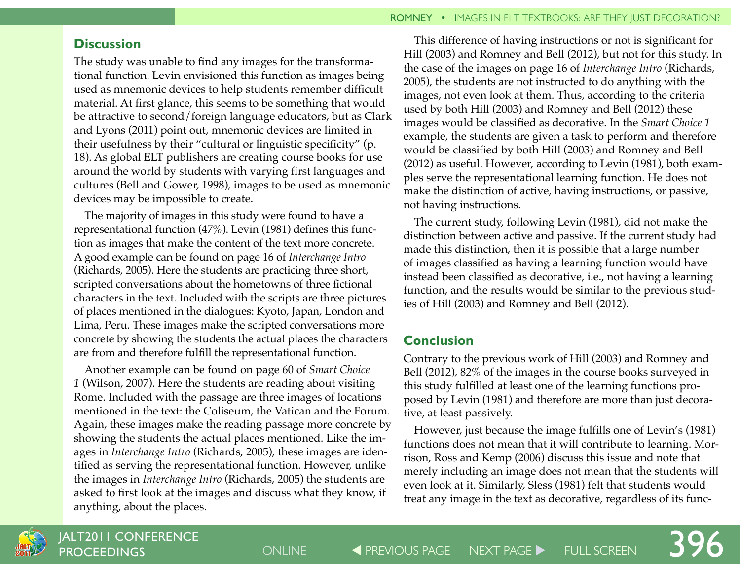## Discussion

The study was unable to find any images for the transformational function. Levin envisioned this function as images being used as mnemonic devices to help students remember difficult material. At first glance, this seems to be something that would be attractive to second/foreign language educators, but as Clark and Lyons (2011) point out, mnemonic devices are limited in their usefulness by their "cultural or linguistic specificity" (p. 18). As global ELT publishers are creating course books for use around the world by students with varying first languages and cultures (Bell and Gower, 1998), images to be used as mnemonic devices may be impossible to create.

The majority of images in this study were found to have a representational function (47%). Levin (1981) defines this function as images that make the content of the text more concrete. A good example can be found on page 16 of *Interchange Intro* (Richards, 2005). Here the students are practicing three short, scripted conversations about the hometowns of three fictional characters in the text. Included with the scripts are three pictures of places mentioned in the dialogues: Kyoto, Japan, London and Lima, Peru. These images make the scripted conversations more concrete by showing the students the actual places the characters are from and therefore fulfill the representational function.

Another example can be found on page 60 of *Smart Choice 1* (Wilson, 2007). Here the students are reading about visiting Rome. Included with the passage are three images of locations mentioned in the text: the Coliseum, the Vatican and the Forum. Again, these images make the reading passage more concrete by showing the students the actual places mentioned. Like the images in *Interchange Intro* (Richards, 2005), these images are identified as serving the representational function. However, unlike the images in *Interchange Intro* (Richards, 2005) the students are asked to first look at the images and discuss what they know, if anything, about the places.

This difference of having instructions or not is significant for Hill (2003) and Romney and Bell (2012), but not for this study. In the case of the images on page 16 of *Interchange Intro* (Richards, 2005), the students are not instructed to do anything with the images, not even look at them. Thus, according to the criteria used by both Hill (2003) and Romney and Bell (2012) these images would be classified as decorative. In the *Smart Choice 1* example, the students are given a task to perform and therefore would be classified by both Hill (2003) and Romney and Bell (2012) as useful. However, according to Levin (1981), both examples serve the representational learning function. He does not make the distinction of active, having instructions, or passive, not having instructions.

The current study, following Levin (1981), did not make the distinction between active and passive. If the current study had made this distinction, then it is possible that a large number of images classified as having a learning function would have instead been classified as decorative, i.e., not having a learning function, and the results would be similar to the previous studies of Hill (2003) and Romney and Bell (2012).

## Conclusion

Contrary to the previous work of Hill (2003) and Romney and Bell (2012), 82% of the images in the course books surveyed in this study fulfilled at least one of the learning functions proposed by Levin (1981) and therefore are more than just decorative, at least passively.

However, just because the image fulfills one of Levin's (1981) functions does not mean that it will contribute to learning. Morrison, Ross and Kemp (2006) discuss this issue and note that merely including an image does not mean that the students will even look at it. Similarly, Sless (1981) felt that students would treat any image in the text as decorative, regardless of its func-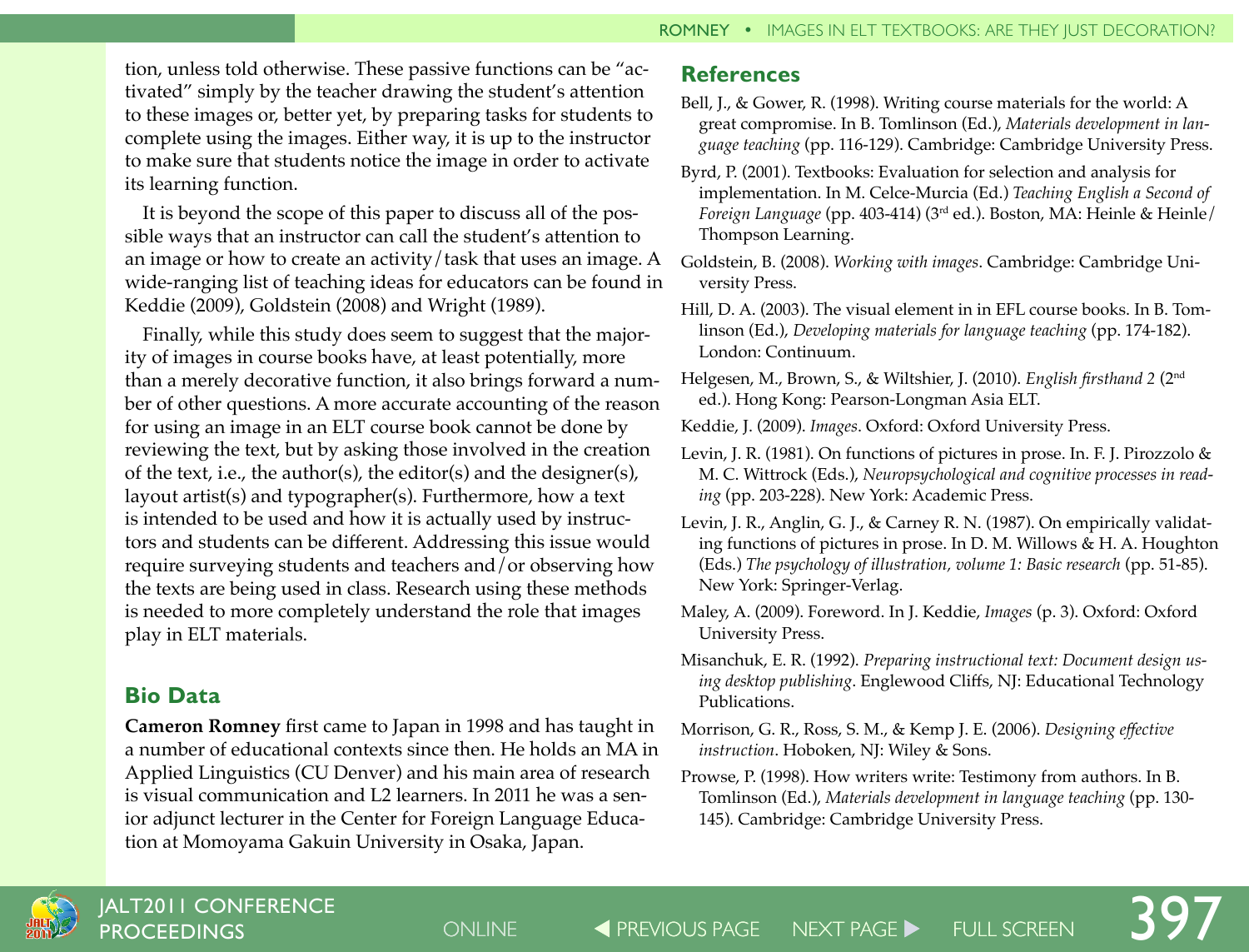tion, unless told otherwise. These passive functions can be "activated" simply by the teacher drawing the student's attention to these images or, better yet, by preparing tasks for students to complete using the images. Either way, it is up to the instructor to make sure that students notice the image in order to activate its learning function.

It is beyond the scope of this paper to discuss all of the possible ways that an instructor can call the student's attention to an image or how to create an activity/task that uses an image. A wide-ranging list of teaching ideas for educators can be found in Keddie (2009), Goldstein (2008) and Wright (1989).

Finally, while this study does seem to suggest that the majority of images in course books have, at least potentially, more than a merely decorative function, it also brings forward a number of other questions. A more accurate accounting of the reason for using an image in an ELT course book cannot be done by reviewing the text, but by asking those involved in the creation of the text, i.e., the author(s), the editor(s) and the designer(s), layout artist(s) and typographer(s). Furthermore, how a text is intended to be used and how it is actually used by instructors and students can be different. Addressing this issue would require surveying students and teachers and/or observing how the texts are being used in class. Research using these methods is needed to more completely understand the role that images play in ELT materials.

## Bio Data

**Cameron Romney** first came to Japan in 1998 and has taught in a number of educational contexts since then. He holds an MA in Applied Linguistics (CU Denver) and his main area of research is visual communication and L2 learners. In 2011 he was a senior adjunct lecturer in the Center for Foreign Language Education at Momoyama Gakuin University in Osaka, Japan.

## References

Bell, J., & Gower, R. (1998). Writing course materials for the world: A great compromise. In B. Tomlinson (Ed.), *Materials development in language teaching* (pp. 116-129). Cambridge: Cambridge University Press.

Byrd, P. (2001). Textbooks: Evaluation for selection and analysis for implementation. In M. Celce-Murcia (Ed.) *Teaching English a Second of Foreign Language* (pp. 403-414) (3rd ed.). Boston, MA: Heinle & Heinle/Thompson Learning.

Goldstein, B. (2008). *Working with images*. Cambridge: Cambridge University Press.

Hill, D. A. (2003). The visual element in in EFL course books. In B. Tomlinson (Ed.), *Developing materials for language teaching* (pp. 174-182). London: Continuum.

Helgesen, M., Brown, S., & Wiltshier, J. (2010). *English firsthand 2* (2nd ed.). Hong Kong: Pearson-Longman Asia ELT.

Keddie, J. (2009). *Images*. Oxford: Oxford University Press.

Levin, J. R. (1981). On functions of pictures in prose. In. F. J. Pirozzolo & M. C. Wittrock (Eds.), *Neuropsychological and cognitive processes in reading* (pp. 203-228). New York: Academic Press.

Levin, J. R., Anglin, G. J., & Carney R. N. (1987). On empirically validating functions of pictures in prose. In D. M. Willows & H. A. Houghton (Eds.) *The psychology of illustration, volume 1: Basic research* (pp. 51-85). New York: Springer-Verlag.

Maley, A. (2009). Foreword. In J. Keddie, *Images* (p. 3). Oxford: Oxford University Press.

Misanchuk, E. R. (1992). *Preparing instructional text: Document design using desktop publishing*. Englewood Cliffs, NJ: Educational Technology Publications.

Morrison, G. R., Ross, S. M., & Kemp J. E. (2006). *Designing effective instruction*. Hoboken, NJ: Wiley & Sons.

Prowse, P. (1998). How writers write: Testimony from authors. In B. Tomlinson (Ed.), *Materials development in language teaching* (pp. 130-145). Cambridge: Cambridge University Press.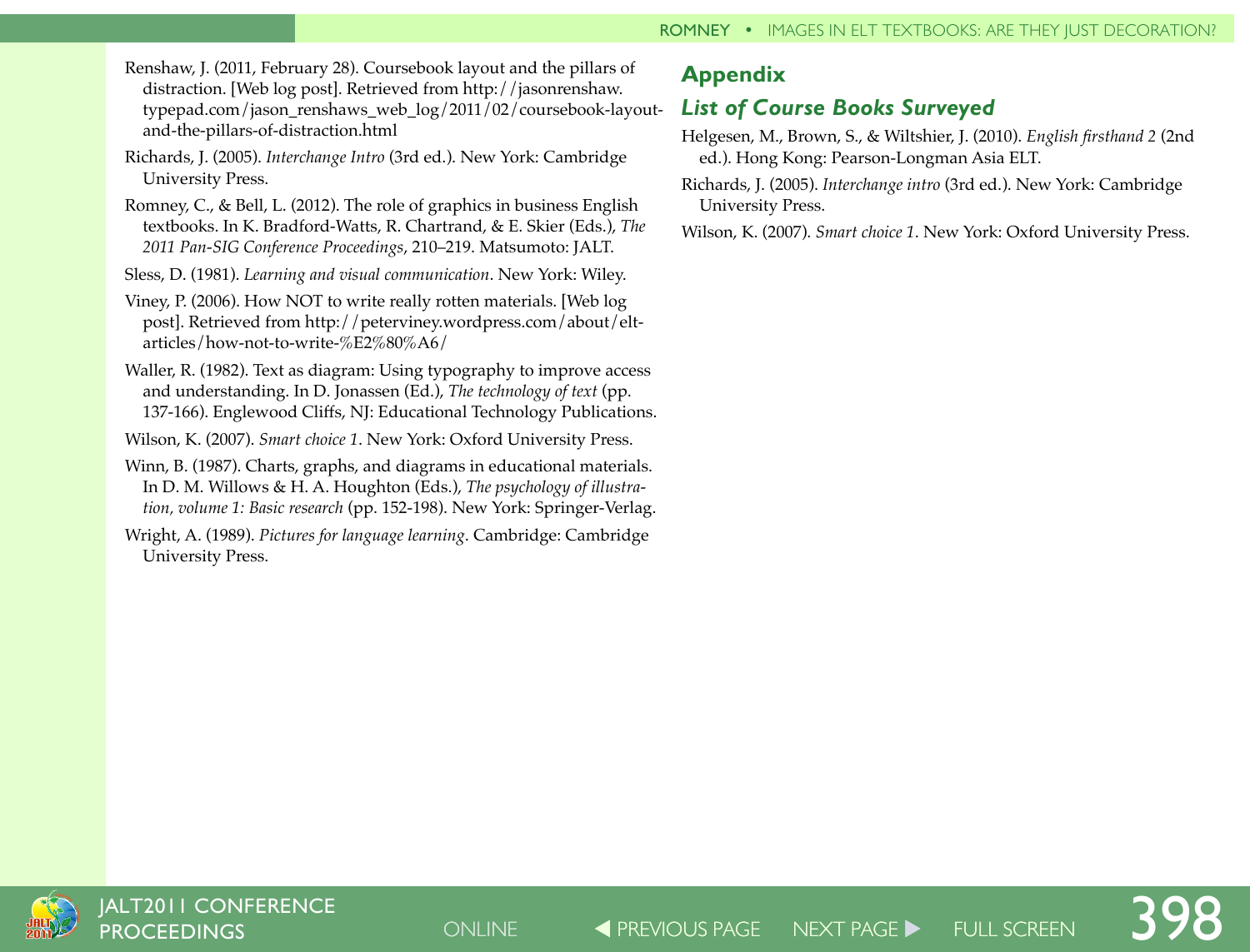Renshaw, J. (2011, February 28). Coursebook layout and the pillars of distraction. [Web log post]. Retrieved from http://jasonrenshaw.typepad.com/jason_renshaws_web_log/2011/02/coursebook-layout-and-the-pillars-of-distraction.html

Richards, J. (2005). *Interchange Intro* (3rd ed.). New York: Cambridge University Press.

Romney, C., & Bell, L. (2012). The role of graphics in business English textbooks. In K. Bradford-Watts, R. Chartrand, & E. Skier (Eds.), *The 2011 Pan-SIG Conference Proceedings*, 210–219. Matsumoto: JALT.

Sless, D. (1981). *Learning and visual communication*. New York: Wiley.

Viney, P. (2006). How NOT to write really rotten materials. [Web log post]. Retrieved from http://peterviney.wordpress.com/about/elt-articles/how-not-to-write-%E2%80%A6/

Waller, R. (1982). Text as diagram: Using typography to improve access and understanding. In D. Jonassen (Ed.), *The technology of text* (pp. 137-166). Englewood Cliffs, NJ: Educational Technology Publications.

Wilson, K. (2007). *Smart choice 1*. New York: Oxford University Press.

Winn, B. (1987). Charts, graphs, and diagrams in educational materials. In D. M. Willows & H. A. Houghton (Eds.), *The psychology of illustration, volume 1: Basic research* (pp. 152-198). New York: Springer-Verlag.

Wright, A. (1989). *Pictures for language learning*. Cambridge: Cambridge University Press.

## Appendix

### *List of Course Books Surveyed*

Helgesen, M., Brown, S., & Wiltshier, J. (2010). *English firsthand 2* (2nd ed.). Hong Kong: Pearson-Longman Asia ELT.

Richards, J. (2005). *Interchange intro* (3rd ed.). New York: Cambridge University Press.

Wilson, K. (2007). *Smart choice 1*. New York: Oxford University Press.